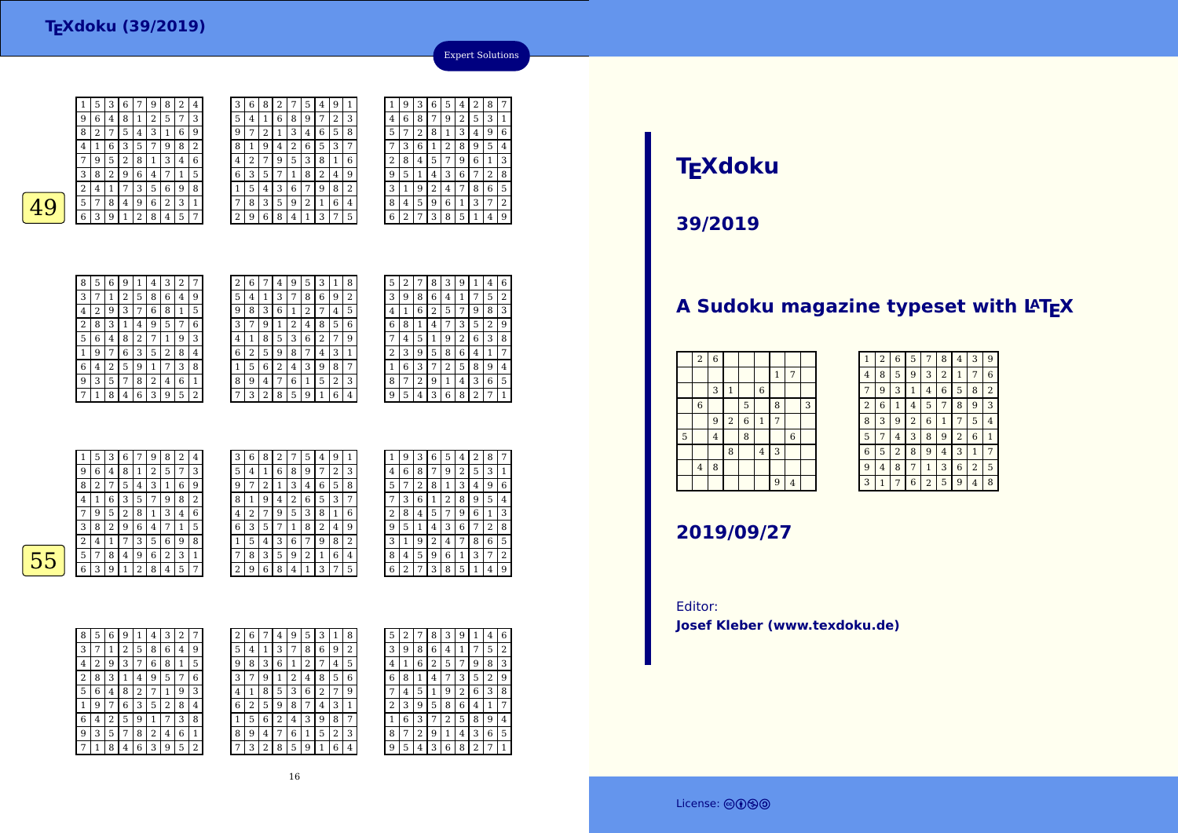# TEXdoku (39/2019)

Expert Solutions

**49**

| 1 | 5 | 3 | 6 | 7 | 9 | 8 | 2 | 4 |
|---|---|---|---|---|---|---|---|---|
| 9 | 6 | 4 | 8 | 1 | 2 | 5 | 7 | 3 |
| 8 | 2 | 7 | 5 | 4 | 3 | 1 | 6 | 9 |
| 4 | 1 | 6 | 3 | 5 | 7 | 9 | 8 | 2 |
| 7 | 9 | 5 | 2 | 8 | 1 | 3 | 4 | 6 |
| 3 | 8 | 2 | 9 | 6 | 4 | 7 | 1 | 5 |
| 2 | 4 | 1 | 7 | 3 | 5 | 6 | 9 | 8 |
| 5 | 7 | 8 | 4 | 9 | 6 | 2 | 3 | 1 |
| 6 | 3 | 9 | 1 | 2 | 8 | 4 | 5 | 7 |

| 3 | 6 | 8 | 2 | 7 | 5 | 4 | 9 | 1 |
|---|---|---|---|---|---|---|---|---|
| 5 | 4 | 1 | 6 | 8 | 9 | 7 | 2 | 3 |
| 9 | 7 | 2 | 1 | 3 | 4 | 6 | 5 | 8 |
| 8 | 1 | 9 | 4 | 2 | 6 | 5 | 3 | 7 |
| 4 | 2 | 7 | 9 | 5 | 3 | 8 | 1 | 6 |
| 6 | 3 | 5 | 7 | 1 | 8 | 2 | 4 | 9 |
| 1 | 5 | 4 | 3 | 6 | 7 | 9 | 8 | 2 |
| 7 | 8 | 3 | 5 | 9 | 2 | 1 | 6 | 4 |
| 2 | 9 | 6 | 8 | 4 | 1 | 3 | 7 | 5 |

| 1 | 9 | 3 | 6 | 5 | 4 | 2 | 8 | 7 |
|---|---|---|---|---|---|---|---|---|
| 4 | 6 | 8 | 7 | 9 | 2 | 5 | 3 | 1 |
| 5 | 7 | 2 | 8 | 1 | 3 | 4 | 9 | 6 |
| 7 | 3 | 6 | 1 | 2 | 8 | 9 | 5 | 4 |
| 2 | 8 | 4 | 5 | 7 | 9 | 6 | 1 | 3 |
| 9 | 5 | 1 | 4 | 3 | 6 | 7 | 2 | 8 |
| 3 | 1 | 9 | 2 | 4 | 7 | 8 | 6 | 5 |
| 8 | 4 | 5 | 9 | 6 | 1 | 3 | 7 | 2 |
| 6 | 2 | 7 | 3 | 8 | 5 | 1 | 4 | 9 |

| 8 | 5 | 6 | 9 | 1 | 4 | 3 | 2 | 7 |
|---|---|---|---|---|---|---|---|---|
| 3 | 7 | 1 | 2 | 5 | 8 | 6 | 4 | 9 |
| 4 | 2 | 9 | 3 | 7 | 6 | 8 | 1 | 5 |
| 2 | 8 | 3 | 1 | 4 | 9 | 5 | 7 | 6 |
| 5 | 6 | 4 | 8 | 2 | 7 | 1 | 9 | 3 |
| 1 | 9 | 7 | 6 | 3 | 5 | 2 | 8 | 4 |
| 6 | 4 | 2 | 5 | 9 | 1 | 7 | 3 | 8 |
| 9 | 3 | 5 | 7 | 8 | 2 | 4 | 6 | 1 |
| 7 | 1 | 8 | 4 | 6 | 3 | 9 | 5 | 2 |

| 2 | 6 | 7 | 4 | 9 | 5 | 3 | 1 | 8 |
|---|---|---|---|---|---|---|---|---|
| 5 | 4 | 1 | 3 | 7 | 8 | 6 | 9 | 2 |
| 9 | 8 | 3 | 6 | 1 | 2 | 7 | 4 | 5 |
| 3 | 7 | 9 | 1 | 2 | 4 | 8 | 5 | 6 |
| 4 | 1 | 8 | 5 | 3 | 6 | 2 | 7 | 9 |
| 6 | 2 | 5 | 9 | 8 | 7 | 4 | 3 | 1 |
| 1 | 5 | 6 | 2 | 4 | 3 | 9 | 8 | 7 |
| 8 | 9 | 4 | 7 | 6 | 1 | 5 | 2 | 3 |
| 7 | 3 | 2 | 8 | 5 | 9 | 1 | 6 | 4 |

| 5 | 2 | 7 | 8 | 3 | 9 | 1 | 4 | 6 |
|---|---|---|---|---|---|---|---|---|
| 3 | 9 | 8 | 6 | 4 | 1 | 7 | 5 | 2 |
| 4 | 1 | 6 | 2 | 5 | 7 | 9 | 8 | 3 |
| 6 | 8 | 1 | 4 | 7 | 3 | 5 | 2 | 9 |
| 7 | 4 | 5 | 1 | 9 | 2 | 6 | 3 | 8 |
| 2 | 3 | 9 | 5 | 8 | 6 | 4 | 1 | 7 |
| 1 | 6 | 3 | 7 | 2 | 5 | 8 | 9 | 4 |
| 8 | 7 | 2 | 9 | 1 | 4 | 3 | 6 | 5 |
| 9 | 5 | 4 | 3 | 6 | 8 | 2 | 7 | 1 |

**55**

| 1 | 5 | 3 | 6 | 7 | 9 | 8 | 2 | 4 |
|---|---|---|---|---|---|---|---|---|
| 9 | 6 | 4 | 8 | 1 | 2 | 5 | 7 | 3 |
| 8 | 2 | 7 | 5 | 4 | 3 | 1 | 6 | 9 |
| 4 | 1 | 6 | 3 | 5 | 7 | 9 | 8 | 2 |
| 7 | 9 | 5 | 2 | 8 | 1 | 3 | 4 | 6 |
| 3 | 8 | 2 | 9 | 6 | 4 | 7 | 1 | 5 |
| 2 | 4 | 1 | 7 | 3 | 5 | 6 | 9 | 8 |
| 5 | 7 | 8 | 4 | 9 | 6 | 2 | 3 | 1 |
| 6 | 3 | 9 | 1 | 2 | 8 | 4 | 5 | 7 |

| 3 | 6 | 8 | 2 | 7 | 5 | 4 | 9 | 1 |
|---|---|---|---|---|---|---|---|---|
| 5 | 4 | 1 | 6 | 8 | 9 | 7 | 2 | 3 |
| 9 | 7 | 2 | 1 | 3 | 4 | 6 | 5 | 8 |
| 8 | 1 | 9 | 4 | 2 | 6 | 5 | 3 | 7 |
| 4 | 2 | 7 | 9 | 5 | 3 | 8 | 1 | 6 |
| 6 | 3 | 5 | 7 | 1 | 8 | 2 | 4 | 9 |
| 1 | 5 | 4 | 3 | 6 | 7 | 9 | 8 | 2 |
| 7 | 8 | 3 | 5 | 9 | 2 | 1 | 6 | 4 |
| 2 | 9 | 6 | 8 | 4 | 1 | 3 | 7 | 5 |

| 1 | 9 | 3 | 6 | 5 | 4 | 2 | 8 | 7 |
|---|---|---|---|---|---|---|---|---|
| 4 | 6 | 8 | 7 | 9 | 2 | 5 | 3 | 1 |
| 5 | 7 | 2 | 8 | 1 | 3 | 4 | 9 | 6 |
| 7 | 3 | 6 | 1 | 2 | 8 | 9 | 5 | 4 |
| 2 | 8 | 4 | 5 | 7 | 9 | 6 | 1 | 3 |
| 9 | 5 | 1 | 4 | 3 | 6 | 7 | 2 | 8 |
| 3 | 1 | 9 | 2 | 4 | 7 | 8 | 6 | 5 |
| 8 | 4 | 5 | 9 | 6 | 1 | 3 | 7 | 2 |
| 6 | 2 | 7 | 3 | 8 | 5 | 1 | 4 | 9 |

| 8 | 5 | 6 | 9 | 1 | 4 | 3 | 2 | 7 |
|---|---|---|---|---|---|---|---|---|
| 3 | 7 | 1 | 2 | 5 | 8 | 6 | 4 | 9 |
| 4 | 2 | 9 | 3 | 7 | 6 | 8 | 1 | 5 |
| 2 | 8 | 3 | 1 | 4 | 9 | 5 | 7 | 6 |
| 5 | 6 | 4 | 8 | 2 | 7 | 1 | 9 | 3 |
| 1 | 9 | 7 | 6 | 3 | 5 | 2 | 8 | 4 |
| 6 | 4 | 2 | 5 | 9 | 1 | 7 | 3 | 8 |
| 9 | 3 | 5 | 7 | 8 | 2 | 4 | 6 | 1 |
| 7 | 1 | 8 | 4 | 6 | 3 | 9 | 5 | 2 |

| 2 | 6 | 7 | 4 | 9 | 5 | 3 | 1 | 8 |
|---|---|---|---|---|---|---|---|---|
| 5 | 4 | 1 | 3 | 7 | 8 | 6 | 9 | 2 |
| 9 | 8 | 3 | 6 | 1 | 2 | 7 | 4 | 5 |
| 3 | 7 | 9 | 1 | 2 | 4 | 8 | 5 | 6 |
| 4 | 1 | 8 | 5 | 3 | 6 | 2 | 7 | 9 |
| 6 | 2 | 5 | 9 | 8 | 7 | 4 | 3 | 1 |
| 1 | 5 | 6 | 2 | 4 | 3 | 9 | 8 | 7 |
| 8 | 9 | 4 | 7 | 6 | 1 | 5 | 2 | 3 |
| 7 | 3 | 2 | 8 | 5 | 9 | 1 | 6 | 4 |

| 5 | 2 | 7 | 8 | 3 | 9 | 1 | 4 | 6 |
|---|---|---|---|---|---|---|---|---|
| 3 | 9 | 8 | 6 | 4 | 1 | 7 | 5 | 2 |
| 4 | 1 | 6 | 2 | 5 | 7 | 9 | 8 | 3 |
| 6 | 8 | 1 | 4 | 7 | 3 | 5 | 2 | 9 |
| 7 | 4 | 5 | 1 | 9 | 2 | 6 | 3 | 8 |
| 2 | 3 | 9 | 5 | 8 | 6 | 4 | 1 | 7 |
| 1 | 6 | 3 | 7 | 2 | 5 | 8 | 9 | 4 |
| 8 | 7 | 2 | 9 | 1 | 4 | 3 | 6 | 5 |
| 9 | 5 | 4 | 3 | 6 | 8 | 2 | 7 | 1 |

# TEXdoku

## 39/2019

## A Sudoku magazine typeset with LATEX

|   | 2 | 6 |   |   |   |   |   |   |
|---|---|---|---|---|---|---|---|---|
|   |   |   |   |   |   | 1 | 7 |   |
|   |   | 3 | 1 |   | 6 |   |   |   |
|   | 6 |   |   | 5 |   | 8 |   | 3 |
|   |   | 9 | 2 | 6 | 1 | 7 |   |   |
| 5 |   | 4 |   | 8 |   |   | 6 |   |
|   |   |   | 8 |   | 4 | 3 |   |   |
|   | 4 | 8 |   |   |   |   |   |   |
|   |   |   |   |   |   | 9 | 4 |   |

| 1 | 2 | 6 | 5 | 7 | 8 | 4 | 3 | 9 |
|---|---|---|---|---|---|---|---|---|
| 4 | 8 | 5 | 9 | 3 | 2 | 1 | 7 | 6 |
| 7 | 9 | 3 | 1 | 4 | 6 | 5 | 8 | 2 |
| 2 | 6 | 1 | 4 | 5 | 7 | 8 | 9 | 3 |
| 8 | 3 | 9 | 2 | 6 | 1 | 7 | 5 | 4 |
| 5 | 7 | 4 | 3 | 8 | 9 | 2 | 6 | 1 |
| 6 | 5 | 2 | 8 | 9 | 4 | 3 | 1 | 7 |
| 9 | 4 | 8 | 7 | 1 | 3 | 6 | 2 | 5 |
| 3 | 1 | 7 | 6 | 2 | 5 | 9 | 4 | 8 |

## 2019/09/27

Editor:
**Josef Kleber (www.texdoku.de)**

License: cc by nc sa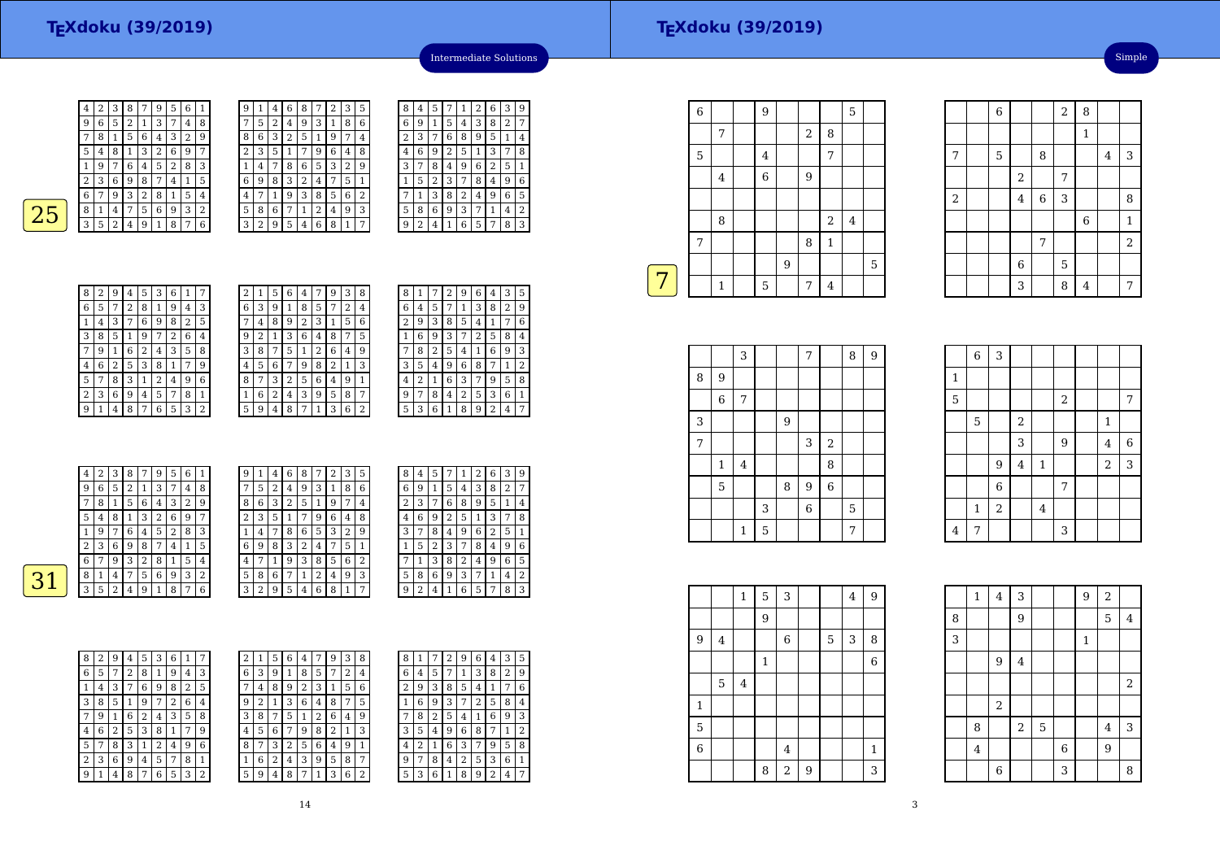# TEXdoku (39/2019)

Intermediate Solutions

## 25

| 4 | 2 | 3 | 8 | 7 | 9 | 5 | 6 | 1 |
|---|---|---|---|---|---|---|---|---|
| 9 | 6 | 5 | 2 | 1 | 3 | 7 | 4 | 8 |
| 7 | 8 | 1 | 5 | 6 | 4 | 3 | 2 | 9 |
| 5 | 4 | 8 | 1 | 3 | 2 | 6 | 9 | 7 |
| 1 | 9 | 7 | 6 | 4 | 5 | 2 | 8 | 3 |
| 2 | 3 | 6 | 9 | 8 | 7 | 4 | 1 | 5 |
| 6 | 7 | 9 | 3 | 2 | 8 | 1 | 5 | 4 |
| 8 | 1 | 4 | 7 | 5 | 6 | 9 | 3 | 2 |
| 3 | 5 | 2 | 4 | 9 | 1 | 8 | 7 | 6 |

| 9 | 1 | 4 | 6 | 8 | 7 | 2 | 3 | 5 |
|---|---|---|---|---|---|---|---|---|
| 7 | 5 | 2 | 4 | 9 | 3 | 1 | 8 | 6 |
| 8 | 6 | 3 | 2 | 5 | 1 | 9 | 7 | 4 |
| 2 | 3 | 5 | 1 | 7 | 9 | 6 | 4 | 8 |
| 1 | 4 | 7 | 8 | 6 | 5 | 3 | 2 | 9 |
| 6 | 9 | 8 | 3 | 2 | 4 | 7 | 5 | 1 |
| 4 | 7 | 1 | 9 | 3 | 8 | 5 | 6 | 2 |
| 5 | 8 | 6 | 7 | 1 | 2 | 4 | 9 | 3 |
| 3 | 2 | 9 | 5 | 4 | 6 | 8 | 1 | 7 |

| 8 | 4 | 5 | 7 | 1 | 2 | 6 | 3 | 9 |
|---|---|---|---|---|---|---|---|---|
| 6 | 9 | 1 | 5 | 4 | 3 | 8 | 2 | 7 |
| 2 | 3 | 7 | 6 | 8 | 9 | 5 | 1 | 4 |
| 4 | 6 | 9 | 2 | 5 | 1 | 3 | 7 | 8 |
| 3 | 7 | 8 | 4 | 9 | 6 | 2 | 5 | 1 |
| 1 | 5 | 2 | 3 | 7 | 8 | 4 | 9 | 6 |
| 7 | 1 | 3 | 8 | 2 | 4 | 9 | 6 | 5 |
| 5 | 8 | 6 | 9 | 3 | 7 | 1 | 4 | 2 |
| 9 | 2 | 4 | 1 | 6 | 5 | 7 | 8 | 3 |

| 8 | 2 | 9 | 4 | 5 | 3 | 6 | 1 | 7 |
|---|---|---|---|---|---|---|---|---|
| 6 | 5 | 7 | 2 | 8 | 1 | 9 | 4 | 3 |
| 1 | 4 | 3 | 7 | 6 | 9 | 8 | 2 | 5 |
| 3 | 8 | 5 | 1 | 9 | 7 | 2 | 6 | 4 |
| 7 | 9 | 1 | 6 | 2 | 4 | 3 | 5 | 8 |
| 4 | 6 | 2 | 5 | 3 | 8 | 1 | 7 | 9 |
| 5 | 7 | 8 | 3 | 1 | 2 | 4 | 9 | 6 |
| 2 | 3 | 6 | 9 | 4 | 5 | 7 | 8 | 1 |
| 9 | 1 | 4 | 8 | 7 | 6 | 5 | 3 | 2 |

| 2 | 1 | 5 | 6 | 4 | 7 | 9 | 3 | 8 |
|---|---|---|---|---|---|---|---|---|
| 6 | 3 | 9 | 1 | 8 | 5 | 7 | 2 | 4 |
| 7 | 4 | 8 | 9 | 2 | 3 | 1 | 5 | 6 |
| 9 | 2 | 1 | 3 | 6 | 4 | 8 | 7 | 5 |
| 3 | 8 | 7 | 5 | 1 | 2 | 6 | 4 | 9 |
| 4 | 5 | 6 | 7 | 9 | 8 | 2 | 1 | 3 |
| 8 | 7 | 3 | 2 | 5 | 6 | 4 | 9 | 1 |
| 1 | 6 | 2 | 4 | 3 | 9 | 5 | 8 | 7 |
| 5 | 9 | 4 | 8 | 7 | 1 | 3 | 6 | 2 |

| 8 | 1 | 7 | 2 | 9 | 6 | 4 | 3 | 5 |
|---|---|---|---|---|---|---|---|---|
| 6 | 4 | 5 | 7 | 1 | 3 | 8 | 2 | 9 |
| 2 | 9 | 3 | 8 | 5 | 4 | 1 | 7 | 6 |
| 1 | 6 | 9 | 3 | 7 | 2 | 5 | 8 | 4 |
| 7 | 8 | 2 | 5 | 4 | 1 | 6 | 9 | 3 |
| 3 | 5 | 4 | 9 | 6 | 8 | 7 | 1 | 2 |
| 4 | 2 | 1 | 6 | 3 | 7 | 9 | 5 | 8 |
| 9 | 7 | 8 | 4 | 2 | 5 | 3 | 6 | 1 |
| 5 | 3 | 6 | 1 | 8 | 9 | 2 | 4 | 7 |

## 31

| 4 | 2 | 3 | 8 | 7 | 9 | 5 | 6 | 1 |
|---|---|---|---|---|---|---|---|---|
| 9 | 6 | 5 | 2 | 1 | 3 | 7 | 4 | 8 |
| 7 | 8 | 1 | 5 | 6 | 4 | 3 | 2 | 9 |
| 5 | 4 | 8 | 1 | 3 | 2 | 6 | 9 | 7 |
| 1 | 9 | 7 | 6 | 4 | 5 | 2 | 8 | 3 |
| 2 | 3 | 6 | 9 | 8 | 7 | 4 | 1 | 5 |
| 6 | 7 | 9 | 3 | 2 | 8 | 1 | 5 | 4 |
| 8 | 1 | 4 | 7 | 5 | 6 | 9 | 3 | 2 |
| 3 | 5 | 2 | 4 | 9 | 1 | 8 | 7 | 6 |

| 9 | 1 | 4 | 6 | 8 | 7 | 2 | 3 | 5 |
|---|---|---|---|---|---|---|---|---|
| 7 | 5 | 2 | 4 | 9 | 3 | 1 | 8 | 6 |
| 8 | 6 | 3 | 2 | 5 | 1 | 9 | 7 | 4 |
| 2 | 3 | 5 | 1 | 7 | 9 | 6 | 4 | 8 |
| 1 | 4 | 7 | 8 | 6 | 5 | 3 | 2 | 9 |
| 6 | 9 | 8 | 3 | 2 | 4 | 7 | 5 | 1 |
| 4 | 7 | 1 | 9 | 3 | 8 | 5 | 6 | 2 |
| 5 | 8 | 6 | 7 | 1 | 2 | 4 | 9 | 3 |
| 3 | 2 | 9 | 5 | 4 | 6 | 8 | 1 | 7 |

| 8 | 4 | 5 | 7 | 1 | 2 | 6 | 3 | 9 |
|---|---|---|---|---|---|---|---|---|
| 6 | 9 | 1 | 5 | 4 | 3 | 8 | 2 | 7 |
| 2 | 3 | 7 | 6 | 8 | 9 | 5 | 1 | 4 |
| 4 | 6 | 9 | 2 | 5 | 1 | 3 | 7 | 8 |
| 3 | 7 | 8 | 4 | 9 | 6 | 2 | 5 | 1 |
| 1 | 5 | 2 | 3 | 7 | 8 | 4 | 9 | 6 |
| 7 | 1 | 3 | 8 | 2 | 4 | 9 | 6 | 5 |
| 5 | 8 | 6 | 9 | 3 | 7 | 1 | 4 | 2 |
| 9 | 2 | 4 | 1 | 6 | 5 | 7 | 8 | 3 |

| 8 | 2 | 9 | 4 | 5 | 3 | 6 | 1 | 7 |
|---|---|---|---|---|---|---|---|---|
| 6 | 5 | 7 | 2 | 8 | 1 | 9 | 4 | 3 |
| 1 | 4 | 3 | 7 | 6 | 9 | 8 | 2 | 5 |
| 3 | 8 | 5 | 1 | 9 | 7 | 2 | 6 | 4 |
| 7 | 9 | 1 | 6 | 2 | 4 | 3 | 5 | 8 |
| 4 | 6 | 2 | 5 | 3 | 8 | 1 | 7 | 9 |
| 5 | 7 | 8 | 3 | 1 | 2 | 4 | 9 | 6 |
| 2 | 3 | 6 | 9 | 4 | 5 | 7 | 8 | 1 |
| 9 | 1 | 4 | 8 | 7 | 6 | 5 | 3 | 2 |

| 2 | 1 | 5 | 6 | 4 | 7 | 9 | 3 | 8 |
|---|---|---|---|---|---|---|---|---|
| 6 | 3 | 9 | 1 | 8 | 5 | 7 | 2 | 4 |
| 7 | 4 | 8 | 9 | 2 | 3 | 1 | 5 | 6 |
| 9 | 2 | 1 | 3 | 6 | 4 | 8 | 7 | 5 |
| 3 | 8 | 7 | 5 | 1 | 2 | 6 | 4 | 9 |
| 4 | 5 | 6 | 7 | 9 | 8 | 2 | 1 | 3 |
| 8 | 7 | 3 | 2 | 5 | 6 | 4 | 9 | 1 |
| 1 | 6 | 2 | 4 | 3 | 9 | 5 | 8 | 7 |
| 5 | 9 | 4 | 8 | 7 | 1 | 3 | 6 | 2 |

| 8 | 1 | 7 | 2 | 9 | 6 | 4 | 3 | 5 |
|---|---|---|---|---|---|---|---|---|
| 6 | 4 | 5 | 7 | 1 | 3 | 8 | 2 | 9 |
| 2 | 9 | 3 | 8 | 5 | 4 | 1 | 7 | 6 |
| 1 | 6 | 9 | 3 | 7 | 2 | 5 | 8 | 4 |
| 7 | 8 | 2 | 5 | 4 | 1 | 6 | 9 | 3 |
| 3 | 5 | 4 | 9 | 6 | 8 | 7 | 1 | 2 |
| 4 | 2 | 1 | 6 | 3 | 7 | 9 | 5 | 8 |
| 9 | 7 | 8 | 4 | 2 | 5 | 3 | 6 | 1 |
| 5 | 3 | 6 | 1 | 8 | 9 | 2 | 4 | 7 |

# TEXdoku (39/2019)

Simple

## 7

| 6 |  |  | 9 |  |  |  | 5 |  |
|---|---|---|---|---|---|---|---|---|
|  | 7 |  |  |  | 2 | 8 |  |  |
| 5 |  |  | 4 |  |  | 7 |  |  |
|  | 4 |  | 6 |  | 9 |  |  |  |
|  |  |  |  |  |  |  |  |  |
|  | 8 |  |  |  |  | 2 | 4 |  |
| 7 |  |  |  |  | 8 | 1 |  |  |
|  |  |  |  | 9 |  |  |  | 5 |
|  | 1 |  | 5 |  | 7 | 4 |  |  |

|  |  | 6 |  |  | 2 | 8 |  |  |
|---|---|---|---|---|---|---|---|---|
|  |  |  |  |  |  | 1 |  |  |
| 7 |  | 5 |  | 8 |  |  | 4 | 3 |
|  |  |  | 2 |  | 7 |  |  |  |
| 2 |  |  | 4 | 6 | 3 |  |  | 8 |
|  |  |  |  |  |  | 6 |  | 1 |
|  |  |  |  | 7 |  |  |  | 2 |
|  |  |  | 6 |  | 5 |  |  |  |
|  |  |  | 3 |  | 8 | 4 |  | 7 |

|  |  | 3 |  |  | 7 |  | 8 | 9 |
|---|---|---|---|---|---|---|---|---|
| 8 | 9 |  |  |  |  |  |  |  |
|  | 6 | 7 |  |  |  |  |  |  |
| 3 |  |  |  | 9 |  |  |  |  |
| 7 |  |  |  |  | 3 | 2 |  |  |
|  | 1 | 4 |  |  |  | 8 |  |  |
|  | 5 |  |  | 8 | 9 | 6 |  |  |
|  |  |  | 3 |  | 6 |  | 5 |  |
|  |  | 1 | 5 |  |  |  | 7 |  |

|  | 6 | 3 |  |  |  |  |  |  |
|---|---|---|---|---|---|---|---|---|
| 1 |  |  |  |  |  |  |  |  |
| 5 |  |  |  |  | 2 |  |  | 7 |
|  | 5 |  | 2 |  |  |  | 1 |  |
|  |  |  | 3 |  | 9 |  | 4 | 6 |
|  |  | 9 | 4 | 1 |  |  | 2 | 3 |
|  |  | 6 |  |  | 7 |  |  |  |
|  | 1 | 2 |  | 4 |  |  |  |  |
| 4 | 7 |  |  |  | 3 |  |  |  |

|  |  | 1 | 5 | 3 |  |  | 4 | 9 |
|---|---|---|---|---|---|---|---|---|
|  |  |  | 9 |  |  |  |  |  |
| 9 | 4 |  |  | 6 |  | 5 | 3 | 8 |
|  |  |  | 1 |  |  |  |  | 6 |
|  | 5 | 4 |  |  |  |  |  |  |
| 1 |  |  |  |  |  |  |  |  |
| 5 |  |  |  |  |  |  |  |  |
| 6 |  |  |  | 4 |  |  |  | 1 |
|  |  |  | 8 | 2 | 9 |  |  | 3 |

|  | 1 | 4 | 3 |  |  | 9 | 2 |  |
|---|---|---|---|---|---|---|---|---|
| 8 |  |  | 9 |  |  |  | 5 | 4 |
| 3 |  |  |  |  |  | 1 |  |  |
|  |  | 9 | 4 |  |  |  |  |  |
|  |  |  |  |  |  |  |  | 2 |
|  |  | 2 |  |  |  |  |  |  |
|  | 8 |  | 2 | 5 |  |  | 4 | 3 |
|  | 4 |  |  |  | 6 |  | 9 |  |
|  |  | 6 |  |  | 3 |  |  | 8 |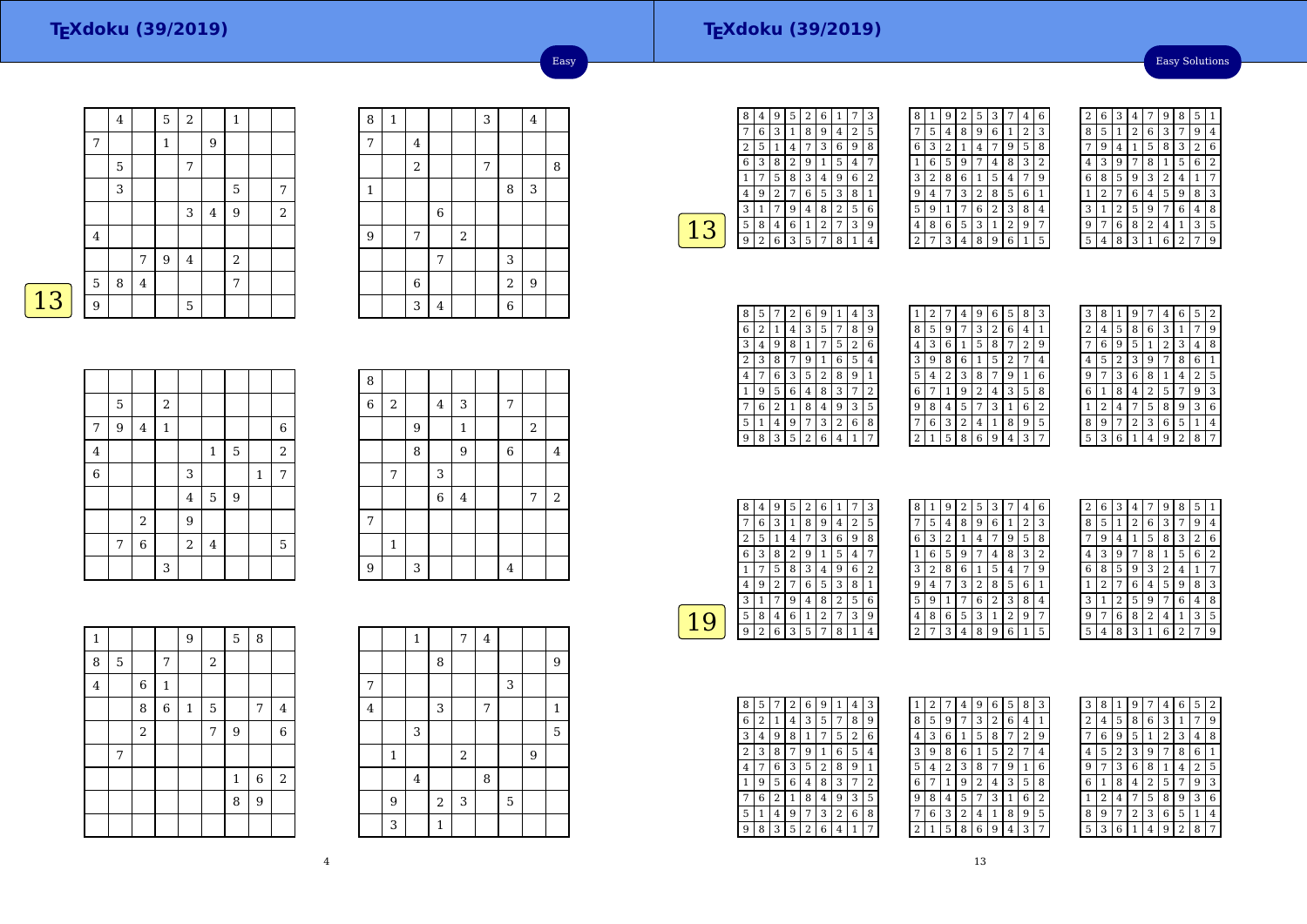# TEXdoku (39/2019)

Easy

## 13

| | 4 | | 5 | 2 | | 1 | | |
|---|---|---|---|---|---|---|---|---|
| 7 | | | 1 | | 9 | | | |
| | 5 | | | 7 | | | | |
| | 3 | | | | | 5 | | 7 |
| | | | | 3 | 4 | 9 | | 2 |
| 4 | | | | | | | | |
| | | 7 | 9 | 4 | | 2 | | |
| 5 | 8 | 4 | | | | 7 | | |
| 9 | | | | 5 | | | | |

| 8 | 1 | | | | 3 | | 4 | |
|---|---|---|---|---|---|---|---|---|
| 7 | | 4 | | | | | | |
| | | 2 | | | 7 | | | 8 |
| 1 | | | | | | 8 | 3 | |
| | | | 6 | | | | | |
| 9 | | 7 | | 2 | | | | |
| | | | 7 | | | 3 | | |
| | | 6 | | | | 2 | 9 | |
| | | 3 | 4 | | | 6 | | |

| | | | | | | | | |
|---|---|---|---|---|---|---|---|---|
| | 5 | | 2 | | | | | |
| 7 | 9 | 4 | 1 | | | | | 6 |
| 4 | | | | | 1 | 5 | | 2 |
| 6 | | | | 3 | | | 1 | 7 |
| | | | | 4 | 5 | 9 | | |
| | | 2 | | 9 | | | | |
| | 7 | 6 | | 2 | 4 | | | 5 |
| | | | 3 | | | | | |

| 8 | | | | | | | | |
|---|---|---|---|---|---|---|---|---|
| 6 | 2 | | 4 | 3 | | 7 | | |
| | | 9 | | 1 | | | 2 | |
| | | 8 | | 9 | | 6 | | 4 |
| | 7 | | 3 | | | | | |
| | | | 6 | 4 | | | 7 | 2 |
| 7 | | | | | | | | |
| | 1 | | | | | | | |
| 9 | | 3 | | | | 4 | | |

| 1 | | | | 9 | | 5 | 8 | |
|---|---|---|---|---|---|---|---|---|
| 8 | 5 | | 7 | | 2 | | | |
| 4 | | 6 | 1 | | | | | |
| | | 8 | 6 | 1 | 5 | | 7 | 4 |
| | | 2 | | | 7 | 9 | | 6 |
| | 7 | | | | | | | |
| | | | | | | 1 | 6 | 2 |
| | | | | | | 8 | 9 | |
| | | | | | | | | |

| | | 1 | | 7 | 4 | | | |
|---|---|---|---|---|---|---|---|---|
| | | | 8 | | | | | 9 |
| 7 | | | | | | 3 | | |
| 4 | | | 3 | | 7 | | | 1 |
| | | 3 | | | | | | 5 |
| | 1 | | | 2 | | | 9 | |
| | | 4 | | | 8 | | | |
| | 9 | | 2 | 3 | | 5 | | |
| | 3 | | 1 | | | | | |

# TEXdoku (39/2019)

Easy Solutions

## 13

| 8 | 4 | 9 | 5 | 2 | 6 | 1 | 7 | 3 |
|---|---|---|---|---|---|---|---|---|
| 7 | 6 | 3 | 1 | 8 | 9 | 4 | 2 | 5 |
| 2 | 5 | 1 | 4 | 7 | 3 | 6 | 9 | 8 |
| 6 | 3 | 8 | 2 | 9 | 1 | 5 | 4 | 7 |
| 1 | 7 | 5 | 8 | 3 | 4 | 9 | 6 | 2 |
| 4 | 9 | 2 | 7 | 6 | 5 | 3 | 8 | 1 |
| 3 | 1 | 7 | 9 | 4 | 8 | 2 | 5 | 6 |
| 5 | 8 | 4 | 6 | 1 | 2 | 7 | 3 | 9 |
| 9 | 2 | 6 | 3 | 5 | 7 | 8 | 1 | 4 |

| 8 | 1 | 9 | 2 | 5 | 3 | 7 | 4 | 6 |
|---|---|---|---|---|---|---|---|---|
| 7 | 5 | 4 | 8 | 9 | 6 | 1 | 2 | 3 |
| 6 | 3 | 2 | 1 | 4 | 7 | 9 | 5 | 8 |
| 1 | 6 | 5 | 9 | 7 | 4 | 8 | 3 | 2 |
| 3 | 2 | 8 | 6 | 1 | 5 | 4 | 7 | 9 |
| 9 | 4 | 7 | 3 | 2 | 8 | 5 | 6 | 1 |
| 5 | 9 | 1 | 7 | 6 | 2 | 3 | 8 | 4 |
| 4 | 8 | 6 | 5 | 3 | 1 | 2 | 9 | 7 |
| 2 | 7 | 3 | 4 | 8 | 9 | 6 | 1 | 5 |

| 2 | 6 | 3 | 4 | 7 | 9 | 8 | 5 | 1 |
|---|---|---|---|---|---|---|---|---|
| 8 | 5 | 1 | 2 | 6 | 3 | 7 | 9 | 4 |
| 7 | 9 | 4 | 1 | 5 | 8 | 3 | 2 | 6 |
| 4 | 3 | 9 | 7 | 8 | 1 | 5 | 6 | 2 |
| 6 | 8 | 5 | 9 | 3 | 2 | 4 | 1 | 7 |
| 1 | 2 | 7 | 6 | 4 | 5 | 9 | 8 | 3 |
| 3 | 1 | 2 | 5 | 9 | 7 | 6 | 4 | 8 |
| 9 | 7 | 6 | 8 | 2 | 4 | 1 | 3 | 5 |
| 5 | 4 | 8 | 3 | 1 | 6 | 2 | 7 | 9 |

| 8 | 5 | 7 | 2 | 6 | 9 | 1 | 4 | 3 |
|---|---|---|---|---|---|---|---|---|
| 6 | 2 | 1 | 4 | 3 | 5 | 7 | 8 | 9 |
| 3 | 4 | 9 | 8 | 1 | 7 | 5 | 2 | 6 |
| 2 | 3 | 8 | 7 | 9 | 1 | 6 | 5 | 4 |
| 4 | 7 | 6 | 3 | 5 | 2 | 8 | 9 | 1 |
| 1 | 9 | 5 | 6 | 4 | 8 | 3 | 7 | 2 |
| 7 | 6 | 2 | 1 | 8 | 4 | 9 | 3 | 5 |
| 5 | 1 | 4 | 9 | 7 | 3 | 2 | 6 | 8 |
| 9 | 8 | 3 | 5 | 2 | 6 | 4 | 1 | 7 |

| 1 | 2 | 7 | 4 | 9 | 6 | 5 | 8 | 3 |
|---|---|---|---|---|---|---|---|---|
| 8 | 5 | 9 | 7 | 3 | 2 | 6 | 4 | 1 |
| 4 | 3 | 6 | 1 | 5 | 8 | 7 | 2 | 9 |
| 3 | 9 | 8 | 6 | 1 | 5 | 2 | 7 | 4 |
| 5 | 4 | 2 | 3 | 8 | 7 | 9 | 1 | 6 |
| 6 | 7 | 1 | 9 | 2 | 4 | 3 | 5 | 8 |
| 9 | 8 | 4 | 5 | 7 | 3 | 1 | 6 | 2 |
| 7 | 6 | 3 | 2 | 4 | 1 | 8 | 9 | 5 |
| 2 | 1 | 5 | 8 | 6 | 9 | 4 | 3 | 7 |

| 3 | 8 | 1 | 9 | 7 | 4 | 6 | 5 | 2 |
|---|---|---|---|---|---|---|---|---|
| 2 | 4 | 5 | 8 | 6 | 3 | 1 | 7 | 9 |
| 7 | 6 | 9 | 5 | 1 | 2 | 3 | 4 | 8 |
| 4 | 5 | 2 | 3 | 9 | 7 | 8 | 6 | 1 |
| 9 | 7 | 3 | 6 | 8 | 1 | 4 | 2 | 5 |
| 6 | 1 | 8 | 4 | 2 | 5 | 7 | 9 | 3 |
| 1 | 2 | 4 | 7 | 5 | 8 | 9 | 3 | 6 |
| 8 | 9 | 7 | 2 | 3 | 6 | 5 | 1 | 4 |
| 5 | 3 | 6 | 1 | 4 | 9 | 2 | 8 | 7 |

## 19

| 8 | 4 | 9 | 5 | 2 | 6 | 1 | 7 | 3 |
|---|---|---|---|---|---|---|---|---|
| 7 | 6 | 3 | 1 | 8 | 9 | 4 | 2 | 5 |
| 2 | 5 | 1 | 4 | 7 | 3 | 6 | 9 | 8 |
| 6 | 3 | 8 | 2 | 9 | 1 | 5 | 4 | 7 |
| 1 | 7 | 5 | 8 | 3 | 4 | 9 | 6 | 2 |
| 4 | 9 | 2 | 7 | 6 | 5 | 3 | 8 | 1 |
| 3 | 1 | 7 | 9 | 4 | 8 | 2 | 5 | 6 |
| 5 | 8 | 4 | 6 | 1 | 2 | 7 | 3 | 9 |
| 9 | 2 | 6 | 3 | 5 | 7 | 8 | 1 | 4 |

| 8 | 1 | 9 | 2 | 5 | 3 | 7 | 4 | 6 |
|---|---|---|---|---|---|---|---|---|
| 7 | 5 | 4 | 8 | 9 | 6 | 1 | 2 | 3 |
| 6 | 3 | 2 | 1 | 4 | 7 | 9 | 5 | 8 |
| 1 | 6 | 5 | 9 | 7 | 4 | 8 | 3 | 2 |
| 3 | 2 | 8 | 6 | 1 | 5 | 4 | 7 | 9 |
| 9 | 4 | 7 | 3 | 2 | 8 | 5 | 6 | 1 |
| 5 | 9 | 1 | 7 | 6 | 2 | 3 | 8 | 4 |
| 4 | 8 | 6 | 5 | 3 | 1 | 2 | 9 | 7 |
| 2 | 7 | 3 | 4 | 8 | 9 | 6 | 1 | 5 |

| 2 | 6 | 3 | 4 | 7 | 9 | 8 | 5 | 1 |
|---|---|---|---|---|---|---|---|---|
| 8 | 5 | 1 | 2 | 6 | 3 | 7 | 9 | 4 |
| 7 | 9 | 4 | 1 | 5 | 8 | 3 | 2 | 6 |
| 4 | 3 | 9 | 7 | 8 | 1 | 5 | 6 | 2 |
| 6 | 8 | 5 | 9 | 3 | 2 | 4 | 1 | 7 |
| 1 | 2 | 7 | 6 | 4 | 5 | 9 | 8 | 3 |
| 3 | 1 | 2 | 5 | 9 | 7 | 6 | 4 | 8 |
| 9 | 7 | 6 | 8 | 2 | 4 | 1 | 3 | 5 |
| 5 | 4 | 8 | 3 | 1 | 6 | 2 | 7 | 9 |

| 8 | 5 | 7 | 2 | 6 | 9 | 1 | 4 | 3 |
|---|---|---|---|---|---|---|---|---|
| 6 | 2 | 1 | 4 | 3 | 5 | 7 | 8 | 9 |
| 3 | 4 | 9 | 8 | 1 | 7 | 5 | 2 | 6 |
| 2 | 3 | 8 | 7 | 9 | 1 | 6 | 5 | 4 |
| 4 | 7 | 6 | 3 | 5 | 2 | 8 | 9 | 1 |
| 1 | 9 | 5 | 6 | 4 | 8 | 3 | 7 | 2 |
| 7 | 6 | 2 | 1 | 8 | 4 | 9 | 3 | 5 |
| 5 | 1 | 4 | 9 | 7 | 3 | 2 | 6 | 8 |
| 9 | 8 | 3 | 5 | 2 | 6 | 4 | 1 | 7 |

| 1 | 2 | 7 | 4 | 9 | 6 | 5 | 8 | 3 |
|---|---|---|---|---|---|---|---|---|
| 8 | 5 | 9 | 7 | 3 | 2 | 6 | 4 | 1 |
| 4 | 3 | 6 | 1 | 5 | 8 | 7 | 2 | 9 |
| 3 | 9 | 8 | 6 | 1 | 5 | 2 | 7 | 4 |
| 5 | 4 | 2 | 3 | 8 | 7 | 9 | 1 | 6 |
| 6 | 7 | 1 | 9 | 2 | 4 | 3 | 5 | 8 |
| 9 | 8 | 4 | 5 | 7 | 3 | 1 | 6 | 2 |
| 7 | 6 | 3 | 2 | 4 | 1 | 8 | 9 | 5 |
| 2 | 1 | 5 | 8 | 6 | 9 | 4 | 3 | 7 |

| 3 | 8 | 1 | 9 | 7 | 4 | 6 | 5 | 2 |
|---|---|---|---|---|---|---|---|---|
| 2 | 4 | 5 | 8 | 6 | 3 | 1 | 7 | 9 |
| 7 | 6 | 9 | 5 | 1 | 2 | 3 | 4 | 8 |
| 4 | 5 | 2 | 3 | 9 | 7 | 8 | 6 | 1 |
| 9 | 7 | 3 | 6 | 8 | 1 | 4 | 2 | 5 |
| 6 | 1 | 8 | 4 | 2 | 5 | 7 | 9 | 3 |
| 1 | 2 | 4 | 7 | 5 | 8 | 9 | 3 | 6 |
| 8 | 9 | 7 | 2 | 3 | 6 | 5 | 1 | 4 |
| 5 | 3 | 6 | 1 | 4 | 9 | 2 | 8 | 7 |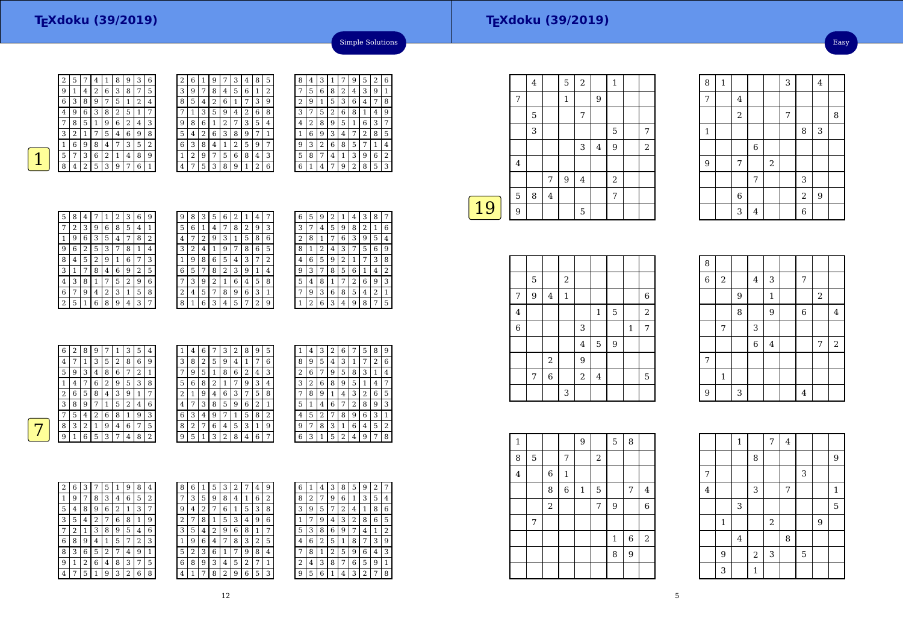## TEXdoku (39/2019)

Simple Solutions

**1**

|   |   |   |   |   |   |   |   |   |
|---|---|---|---|---|---|---|---|---|
| 2 | 5 | 7 | 4 | 1 | 8 | 9 | 3 | 6 |
| 9 | 1 | 4 | 2 | 6 | 3 | 8 | 7 | 5 |
| 6 | 3 | 8 | 9 | 7 | 5 | 1 | 2 | 4 |
| 4 | 9 | 6 | 3 | 8 | 2 | 5 | 1 | 7 |
| 7 | 8 | 5 | 1 | 9 | 6 | 2 | 4 | 3 |
| 3 | 2 | 1 | 7 | 5 | 4 | 6 | 9 | 8 |
| 1 | 6 | 9 | 8 | 4 | 7 | 3 | 5 | 2 |
| 5 | 7 | 3 | 6 | 2 | 1 | 4 | 8 | 9 |
| 8 | 4 | 2 | 5 | 3 | 9 | 7 | 6 | 1 |

|   |   |   |   |   |   |   |   |   |
|---|---|---|---|---|---|---|---|---|
| 2 | 6 | 1 | 9 | 7 | 3 | 4 | 8 | 5 |
| 3 | 9 | 7 | 8 | 4 | 5 | 6 | 1 | 2 |
| 8 | 5 | 4 | 2 | 6 | 1 | 7 | 3 | 9 |
| 7 | 1 | 3 | 5 | 9 | 4 | 2 | 6 | 8 |
| 9 | 8 | 6 | 1 | 2 | 7 | 3 | 5 | 4 |
| 5 | 4 | 2 | 6 | 3 | 8 | 9 | 7 | 1 |
| 6 | 3 | 8 | 4 | 1 | 2 | 5 | 9 | 7 |
| 1 | 2 | 9 | 7 | 5 | 6 | 8 | 4 | 3 |
| 4 | 7 | 5 | 3 | 8 | 9 | 1 | 2 | 6 |

|   |   |   |   |   |   |   |   |   |
|---|---|---|---|---|---|---|---|---|
| 8 | 4 | 3 | 1 | 7 | 9 | 5 | 2 | 6 |
| 7 | 5 | 6 | 8 | 2 | 4 | 3 | 9 | 1 |
| 2 | 9 | 1 | 5 | 3 | 6 | 4 | 7 | 8 |
| 3 | 7 | 5 | 2 | 6 | 8 | 1 | 4 | 9 |
| 4 | 2 | 8 | 9 | 5 | 1 | 6 | 3 | 7 |
| 1 | 6 | 9 | 3 | 4 | 7 | 2 | 8 | 5 |
| 9 | 3 | 2 | 6 | 8 | 5 | 7 | 1 | 4 |
| 5 | 8 | 7 | 4 | 1 | 3 | 9 | 6 | 2 |
| 6 | 1 | 4 | 7 | 9 | 2 | 8 | 5 | 3 |

|   |   |   |   |   |   |   |   |   |
|---|---|---|---|---|---|---|---|---|
| 5 | 8 | 4 | 7 | 1 | 2 | 3 | 6 | 9 |
| 7 | 2 | 3 | 9 | 6 | 8 | 5 | 4 | 1 |
| 1 | 9 | 6 | 3 | 5 | 4 | 7 | 8 | 2 |
| 9 | 6 | 2 | 5 | 3 | 7 | 8 | 1 | 4 |
| 8 | 4 | 5 | 2 | 9 | 1 | 6 | 7 | 3 |
| 3 | 1 | 7 | 8 | 4 | 6 | 9 | 2 | 5 |
| 4 | 3 | 8 | 1 | 7 | 5 | 2 | 9 | 6 |
| 6 | 7 | 9 | 4 | 2 | 3 | 1 | 5 | 8 |
| 2 | 5 | 1 | 6 | 8 | 9 | 4 | 3 | 7 |

|   |   |   |   |   |   |   |   |   |
|---|---|---|---|---|---|---|---|---|
| 9 | 8 | 3 | 5 | 6 | 2 | 1 | 4 | 7 |
| 5 | 6 | 1 | 4 | 7 | 8 | 2 | 9 | 3 |
| 4 | 7 | 2 | 9 | 3 | 1 | 5 | 8 | 6 |
| 3 | 2 | 4 | 1 | 9 | 7 | 8 | 6 | 5 |
| 1 | 9 | 8 | 6 | 5 | 4 | 3 | 7 | 2 |
| 6 | 5 | 7 | 8 | 2 | 3 | 9 | 1 | 4 |
| 7 | 3 | 9 | 2 | 1 | 6 | 4 | 5 | 8 |
| 2 | 4 | 5 | 7 | 8 | 9 | 6 | 3 | 1 |
| 8 | 1 | 6 | 3 | 4 | 5 | 7 | 2 | 9 |

|   |   |   |   |   |   |   |   |   |
|---|---|---|---|---|---|---|---|---|
| 6 | 5 | 9 | 2 | 1 | 4 | 3 | 8 | 7 |
| 3 | 7 | 4 | 5 | 9 | 8 | 2 | 1 | 6 |
| 2 | 8 | 1 | 7 | 6 | 3 | 9 | 5 | 4 |
| 8 | 1 | 2 | 4 | 3 | 7 | 5 | 6 | 9 |
| 4 | 6 | 5 | 9 | 2 | 1 | 7 | 3 | 8 |
| 9 | 3 | 7 | 8 | 5 | 6 | 1 | 4 | 2 |
| 5 | 4 | 8 | 1 | 7 | 2 | 6 | 9 | 3 |
| 7 | 9 | 3 | 6 | 8 | 5 | 4 | 2 | 1 |
| 1 | 2 | 6 | 3 | 4 | 9 | 8 | 7 | 5 |

**7**

|   |   |   |   |   |   |   |   |   |
|---|---|---|---|---|---|---|---|---|
| 6 | 2 | 8 | 9 | 7 | 1 | 3 | 5 | 4 |
| 4 | 7 | 1 | 3 | 5 | 2 | 8 | 6 | 9 |
| 5 | 9 | 3 | 4 | 8 | 6 | 7 | 2 | 1 |
| 1 | 4 | 7 | 6 | 2 | 9 | 5 | 3 | 8 |
| 2 | 6 | 5 | 8 | 4 | 3 | 9 | 1 | 7 |
| 3 | 8 | 9 | 7 | 1 | 5 | 2 | 4 | 6 |
| 7 | 5 | 4 | 2 | 6 | 8 | 1 | 9 | 3 |
| 8 | 3 | 2 | 1 | 9 | 4 | 6 | 7 | 5 |
| 9 | 1 | 6 | 5 | 3 | 7 | 4 | 8 | 2 |

|   |   |   |   |   |   |   |   |   |
|---|---|---|---|---|---|---|---|---|
| 1 | 4 | 6 | 7 | 3 | 2 | 8 | 9 | 5 |
| 3 | 8 | 2 | 5 | 9 | 4 | 1 | 7 | 6 |
| 7 | 9 | 5 | 1 | 8 | 6 | 2 | 4 | 3 |
| 5 | 6 | 8 | 2 | 1 | 7 | 9 | 3 | 4 |
| 2 | 1 | 9 | 4 | 6 | 3 | 7 | 5 | 8 |
| 4 | 7 | 3 | 8 | 5 | 9 | 6 | 2 | 1 |
| 6 | 3 | 4 | 9 | 7 | 1 | 5 | 8 | 2 |
| 8 | 2 | 7 | 6 | 4 | 5 | 3 | 1 | 9 |
| 9 | 5 | 1 | 3 | 2 | 8 | 4 | 6 | 7 |

|   |   |   |   |   |   |   |   |   |
|---|---|---|---|---|---|---|---|---|
| 1 | 4 | 3 | 2 | 6 | 7 | 5 | 8 | 9 |
| 8 | 9 | 5 | 4 | 3 | 1 | 7 | 2 | 6 |
| 2 | 6 | 7 | 9 | 5 | 8 | 3 | 1 | 4 |
| 3 | 2 | 6 | 8 | 9 | 5 | 1 | 4 | 7 |
| 7 | 8 | 9 | 1 | 4 | 3 | 2 | 6 | 5 |
| 5 | 1 | 4 | 6 | 7 | 2 | 8 | 9 | 3 |
| 4 | 5 | 2 | 7 | 8 | 9 | 6 | 3 | 1 |
| 9 | 7 | 8 | 3 | 1 | 6 | 4 | 5 | 2 |
| 6 | 3 | 1 | 5 | 2 | 4 | 9 | 7 | 8 |

|   |   |   |   |   |   |   |   |   |
|---|---|---|---|---|---|---|---|---|
| 2 | 6 | 3 | 7 | 5 | 1 | 9 | 8 | 4 |
| 1 | 9 | 7 | 8 | 3 | 4 | 6 | 5 | 2 |
| 5 | 4 | 8 | 9 | 6 | 2 | 1 | 3 | 7 |
| 3 | 5 | 4 | 2 | 7 | 6 | 8 | 1 | 9 |
| 7 | 2 | 1 | 3 | 8 | 9 | 5 | 4 | 6 |
| 6 | 8 | 9 | 4 | 1 | 5 | 7 | 2 | 3 |
| 8 | 3 | 6 | 5 | 2 | 7 | 4 | 9 | 1 |
| 9 | 1 | 2 | 6 | 4 | 8 | 3 | 7 | 5 |
| 4 | 7 | 5 | 1 | 9 | 3 | 2 | 6 | 8 |

|   |   |   |   |   |   |   |   |   |
|---|---|---|---|---|---|---|---|---|
| 8 | 6 | 1 | 5 | 3 | 2 | 7 | 4 | 9 |
| 7 | 3 | 5 | 9 | 8 | 4 | 1 | 6 | 2 |
| 9 | 4 | 2 | 7 | 6 | 1 | 5 | 3 | 8 |
| 2 | 7 | 8 | 1 | 5 | 3 | 4 | 9 | 6 |
| 3 | 5 | 4 | 2 | 9 | 6 | 8 | 1 | 7 |
| 1 | 9 | 6 | 4 | 7 | 8 | 3 | 2 | 5 |
| 5 | 2 | 3 | 6 | 1 | 7 | 9 | 8 | 4 |
| 6 | 8 | 9 | 3 | 4 | 5 | 2 | 7 | 1 |
| 4 | 1 | 7 | 8 | 2 | 9 | 6 | 5 | 3 |

|   |   |   |   |   |   |   |   |   |
|---|---|---|---|---|---|---|---|---|
| 6 | 1 | 4 | 3 | 8 | 5 | 9 | 2 | 7 |
| 8 | 2 | 7 | 9 | 6 | 1 | 3 | 5 | 4 |
| 3 | 9 | 5 | 7 | 2 | 4 | 1 | 8 | 6 |
| 1 | 7 | 9 | 4 | 3 | 2 | 8 | 6 | 5 |
| 5 | 3 | 8 | 6 | 9 | 7 | 4 | 1 | 2 |
| 4 | 6 | 2 | 5 | 1 | 8 | 7 | 3 | 9 |
| 7 | 8 | 1 | 2 | 5 | 9 | 6 | 4 | 3 |
| 2 | 4 | 3 | 8 | 7 | 6 | 5 | 9 | 1 |
| 9 | 5 | 6 | 1 | 4 | 3 | 2 | 7 | 8 |

## TEXdoku (39/2019)

Easy

**19**

|   |   |   |   |   |   |   |   |   |
|---|---|---|---|---|---|---|---|---|
|   | 4 |   | 5 | 2 |   | 1 |   |   |
| 7 |   |   | 1 |   | 9 |   |   |   |
|   | 5 |   |   | 7 |   |   |   |   |
|   | 3 |   |   |   |   | 5 |   | 7 |
|   |   |   |   | 3 | 4 | 9 |   | 2 |
| 4 |   |   |   |   |   |   |   |   |
|   |   | 7 | 9 | 4 |   | 2 |   |   |
| 5 | 8 | 4 |   |   |   | 7 |   |   |
| 9 |   |   |   | 5 |   |   |   |   |

|   |   |   |   |   |   |   |   |   |
|---|---|---|---|---|---|---|---|---|
| 8 | 1 |   |   |   | 3 |   | 4 |   |
| 7 |   | 4 |   |   |   |   |   |   |
|   |   | 2 |   |   | 7 |   |   | 8 |
| 1 |   |   |   |   |   | 8 | 3 |   |
|   |   |   | 6 |   |   |   |   |   |
| 9 |   | 7 |   | 2 |   |   |   |   |
|   |   |   | 7 |   |   | 3 |   |   |
|   |   | 6 |   |   |   | 2 | 9 |   |
|   |   | 3 | 4 |   |   | 6 |   |   |

|   |   |   |   |   |   |   |   |   |
|---|---|---|---|---|---|---|---|---|
|   |   |   |   |   |   |   |   |   |
|   | 5 |   | 2 |   |   |   |   |   |
| 7 | 9 | 4 | 1 |   |   |   |   | 6 |
| 4 |   |   |   |   | 1 | 5 |   | 2 |
| 6 |   |   |   | 3 |   |   | 1 | 7 |
|   |   |   |   | 4 | 5 | 9 |   |   |
|   |   | 2 |   | 9 |   |   |   |   |
|   | 7 | 6 |   | 2 | 4 |   |   | 5 |
|   |   |   | 3 |   |   |   |   |   |

|   |   |   |   |   |   |   |   |   |
|---|---|---|---|---|---|---|---|---|
| 8 |   |   |   |   |   |   |   |   |
| 6 | 2 |   | 4 | 3 |   | 7 |   |   |
|   |   | 9 |   | 1 |   |   | 2 |   |
|   |   | 8 |   | 9 |   | 6 |   | 4 |
|   | 7 |   | 3 |   |   |   |   |   |
|   |   |   | 6 | 4 |   |   | 7 | 2 |
| 7 |   |   |   |   |   |   |   |   |
|   | 1 |   |   |   |   |   |   |   |
| 9 |   | 3 |   |   |   | 4 |   |   |

|   |   |   |   |   |   |   |   |   |
|---|---|---|---|---|---|---|---|---|
| 1 |   |   |   | 9 |   | 5 | 8 |   |
| 8 | 5 |   | 7 |   | 2 |   |   |   |
| 4 |   | 6 | 1 |   |   |   |   |   |
|   |   | 8 | 6 | 1 | 5 |   | 7 | 4 |
|   |   | 2 |   |   | 7 | 9 |   | 6 |
|   | 7 |   |   |   |   |   |   |   |
|   |   |   |   |   |   | 1 | 6 | 2 |
|   |   |   |   |   |   | 8 | 9 |   |
|   |   |   |   |   |   |   |   |   |

|   |   |   |   |   |   |   |   |   |
|---|---|---|---|---|---|---|---|---|
|   |   | 1 |   | 7 | 4 |   |   |   |
|   |   |   | 8 |   |   |   |   | 9 |
| 7 |   |   |   |   |   | 3 |   |   |
| 4 |   |   | 3 |   | 7 |   |   | 1 |
|   |   | 3 |   |   |   |   |   | 5 |
|   | 1 |   |   | 2 |   |   | 9 |   |
|   |   | 4 |   |   | 8 |   |   |   |
|   | 9 |   | 2 | 3 |   | 5 |   |   |
|   | 3 |   | 1 |   |   |   |   |   |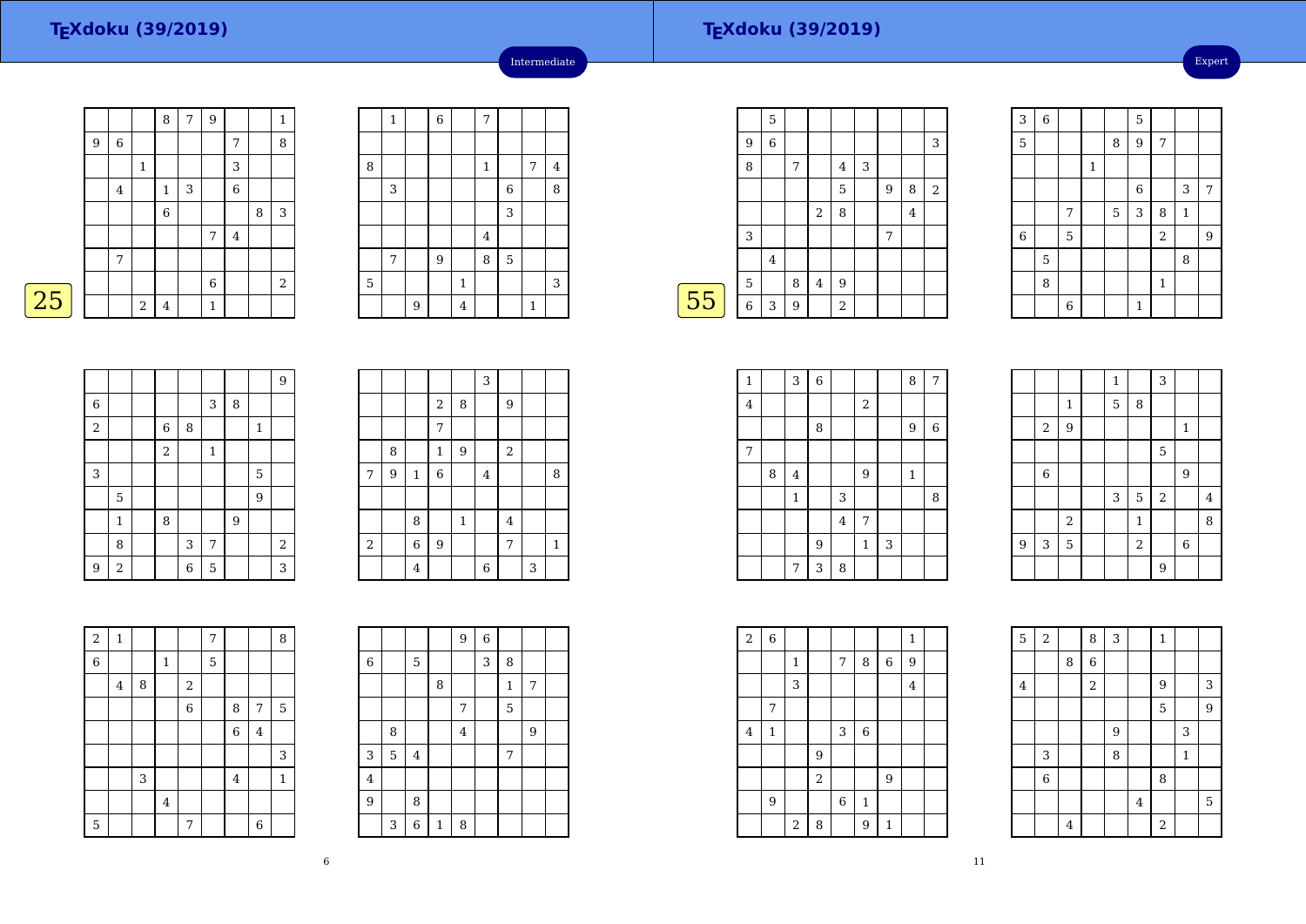## TEXdoku (39/2019)

Intermediate

25

| | | | 8 | 7 | 9 | | | 1 |
|---|---|---|---|---|---|---|---|---|
| 9 | 6 | | | | | 7 | | 8 |
| | | 1 | | | | 3 | | |
| | 4 | | 1 | 3 | | 6 | | |
| | | | 6 | | | | 8 | 3 |
| | | | | | 7 | 4 | | |
| | 7 | | | | | | | |
| | | | | | 6 | | | 2 |
| | | 2 | 4 | | 1 | | | |

| | 1 | | 6 | | 7 | | | |
|---|---|---|---|---|---|---|---|---|
| | | | | | | | | |
| 8 | | | | | 1 | | 7 | 4 |
| | 3 | | | | | 6 | | 8 |
| | | | | | | 3 | | |
| | | | | | 4 | | | |
| | 7 | | 9 | | 8 | 5 | | |
| 5 | | | | 1 | | | | 3 |
| | | 9 | | 4 | | | 1 | |

| | | | | | | | | 9 |
|---|---|---|---|---|---|---|---|---|
| 6 | | | | | 3 | 8 | | |
| 2 | | | 6 | 8 | | | 1 | |
| | | | 2 | | 1 | | | |
| 3 | | | | | | | 5 | |
| | 5 | | | | | | 9 | |
| | 1 | | 8 | | | 9 | | |
| | 8 | | | 3 | 7 | | | 2 |
| 9 | 2 | | | 6 | 5 | | | 3 |

| | | | | | 3 | | | |
|---|---|---|---|---|---|---|---|---|
| | | | 2 | 8 | | 9 | | |
| | | | 7 | | | | | |
| | 8 | | 1 | 9 | | 2 | | |
| 7 | 9 | 1 | 6 | | 4 | | | 8 |
| | | | | | | | | |
| | | 8 | | 1 | | 4 | | |
| 2 | | 6 | 9 | | | 7 | | 1 |
| | | 4 | | | 6 | | 3 | |

| 2 | 1 | | | | 7 | | | 8 |
|---|---|---|---|---|---|---|---|---|
| 6 | | | 1 | | 5 | | | |
| | 4 | 8 | | 2 | | | | |
| | | | | 6 | | 8 | 7 | 5 |
| | | | | | | 6 | 4 | |
| | | | | | | | | 3 |
| | | 3 | | | | 4 | | 1 |
| | | | 4 | | | | | |
| 5 | | | | 7 | | | 6 | |

| | | | | 9 | 6 | | | |
|---|---|---|---|---|---|---|---|---|
| 6 | | 5 | | | 3 | 8 | | |
| | | | 8 | | | 1 | 7 | |
| | | | | 7 | | 5 | | |
| | 8 | | | 4 | | | 9 | |
| 3 | 5 | 4 | | | | 7 | | |
| 4 | | | | | | | | |
| 9 | | 8 | | | | | | |
| | 3 | 6 | 1 | 8 | | | | |

## TEXdoku (39/2019)

Expert

55

| | 5 | | | | | | | |
|---|---|---|---|---|---|---|---|---|
| 9 | 6 | | | | | | | 3 |
| 8 | | 7 | | 4 | 3 | | | |
| | | | | 5 | | 9 | 8 | 2 |
| | | | 2 | 8 | | | 4 | |
| 3 | | | | | | 7 | | |
| | 4 | | | | | | | |
| 5 | | 8 | 4 | 9 | | | | |
| 6 | 3 | 9 | | 2 | | | | |

| 3 | 6 | | | | 5 | | | |
|---|---|---|---|---|---|---|---|---|
| 5 | | | | 8 | 9 | 7 | | |
| | | | 1 | | | | | |
| | | | | | 6 | | 3 | 7 |
| | | 7 | | 5 | 3 | 8 | 1 | |
| 6 | | 5 | | | | 2 | | 9 |
| | 5 | | | | | | 8 | |
| | 8 | | | | | 1 | | |
| | | 6 | | | 1 | | | |

| 1 | | 3 | 6 | | | | 8 | 7 |
|---|---|---|---|---|---|---|---|---|
| 4 | | | | | 2 | | | |
| | | | 8 | | | | 9 | 6 |
| 7 | | | | | | | | |
| | 8 | 4 | | | 9 | | 1 | |
| | | 1 | | 3 | | | | 8 |
| | | | | 4 | 7 | | | |
| | | | 9 | | 1 | 3 | | |
| | | 7 | 3 | 8 | | | | |

| | | | | 1 | | 3 | | |
|---|---|---|---|---|---|---|---|---|
| | | 1 | | 5 | 8 | | | |
| | 2 | 9 | | | | | 1 | |
| | | | | | | 5 | | |
| | 6 | | | | | | 9 | |
| | | | | 3 | 5 | 2 | | 4 |
| | | 2 | | | 1 | | | 8 |
| 9 | 3 | 5 | | | 2 | | 6 | |
| | | | | | | 9 | | |

| 2 | 6 | | | | | | 1 | |
|---|---|---|---|---|---|---|---|---|
| | | 1 | | 7 | 8 | 6 | 9 | |
| | | 3 | | | | | 4 | |
| | 7 | | | | | | | |
| 4 | 1 | | | 3 | 6 | | | |
| | | | 9 | | | | | |
| | | | 2 | | | 9 | | |
| | 9 | | | 6 | 1 | | | |
| | | 2 | 8 | | 9 | 1 | | |

| 5 | 2 | | 8 | 3 | | 1 | | |
|---|---|---|---|---|---|---|---|---|
| | | 8 | 6 | | | | | |
| 4 | | | 2 | | | 9 | | 3 |
| | | | | | | 5 | | 9 |
| | | | | 9 | | | 3 | |
| | 3 | | | 8 | | | 1 | |
| | 6 | | | | | 8 | | |
| | | | | | 4 | | | 5 |
| | | 4 | | | | 2 | | |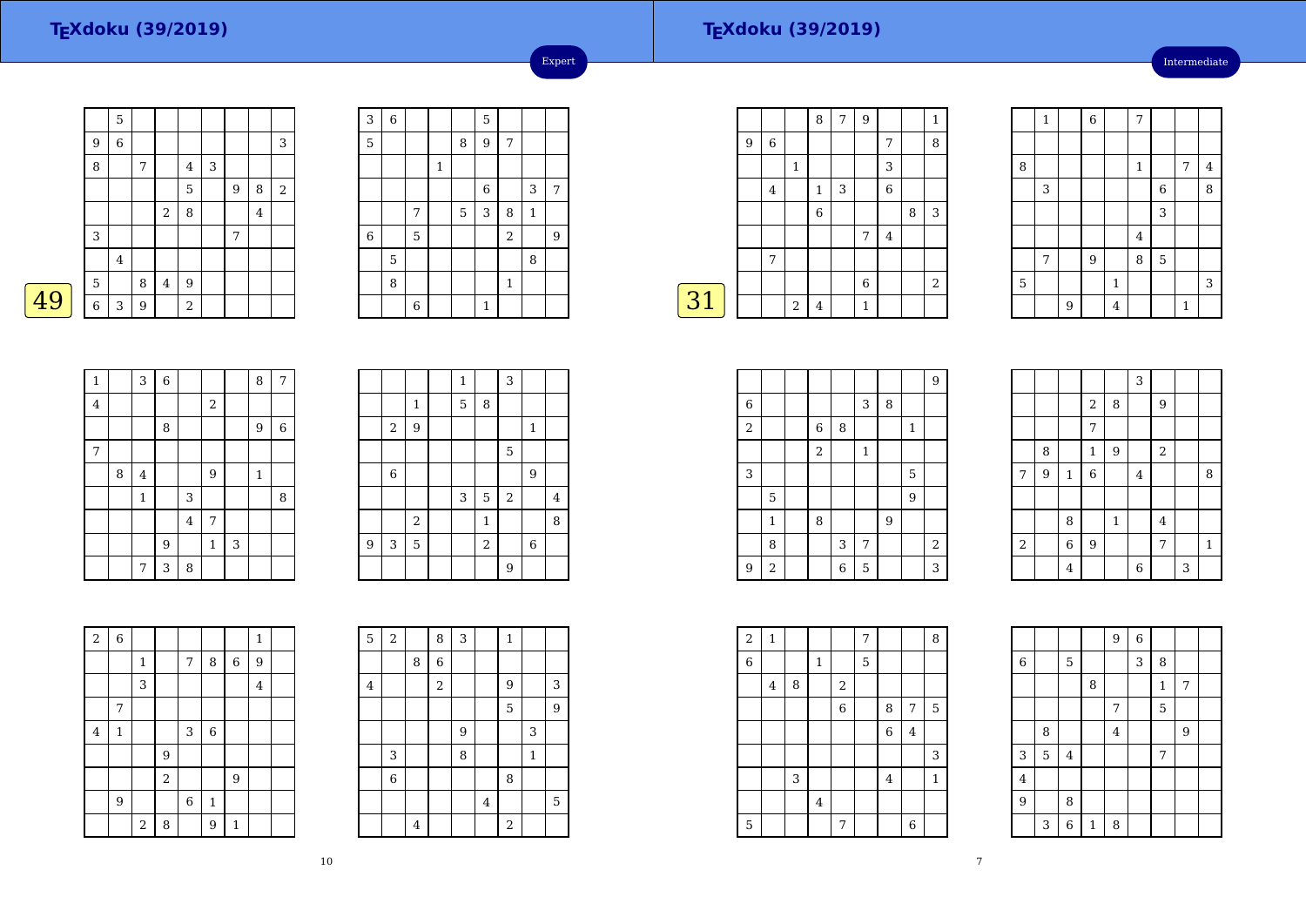## TEXdoku (39/2019)

Expert

**49**

|  |  |  |  |  |  |  |  |  |
|---|---|---|---|---|---|---|---|---|
|  | 5 |  |  |  |  |  |  |  |
| 9 | 6 |  |  |  |  |  |  | 3 |
| 8 |  | 7 |  | 4 | 3 |  |  |  |
|  |  |  |  | 5 |  | 9 | 8 | 2 |
|  |  |  | 2 | 8 |  |  | 4 |  |
| 3 |  |  |  |  |  | 7 |  |  |
|  | 4 |  |  |  |  |  |  |  |
| 5 |  | 8 | 4 | 9 |  |  |  |  |
| 6 | 3 | 9 |  | 2 |  |  |  |  |

|  |  |  |  |  |  |  |  |  |
|---|---|---|---|---|---|---|---|---|
| 3 | 6 |  |  |  | 5 |  |  |  |
| 5 |  |  |  | 8 | 9 | 7 |  |  |
|  |  |  | 1 |  |  |  |  |  |
|  |  |  |  |  | 6 |  | 3 | 7 |
|  |  | 7 |  | 5 | 3 | 8 | 1 |  |
| 6 |  | 5 |  |  |  | 2 |  | 9 |
|  | 5 |  |  |  |  |  | 8 |  |
|  | 8 |  |  |  |  | 1 |  |  |
|  |  | 6 |  |  | 1 |  |  |  |

|  |  |  |  |  |  |  |  |  |
|---|---|---|---|---|---|---|---|---|
| 1 |  | 3 | 6 |  |  |  | 8 | 7 |
| 4 |  |  |  |  | 2 |  |  |  |
|  |  |  | 8 |  |  |  | 9 | 6 |
| 7 |  |  |  |  |  |  |  |  |
|  | 8 | 4 |  |  | 9 |  | 1 |  |
|  |  | 1 |  | 3 |  |  |  | 8 |
|  |  |  |  | 4 | 7 |  |  |  |
|  |  |  | 9 |  | 1 | 3 |  |  |
|  |  | 7 | 3 | 8 |  |  |  |  |

|  |  |  |  |  |  |  |  |  |
|---|---|---|---|---|---|---|---|---|
|  |  |  |  | 1 |  | 3 |  |  |
|  |  | 1 |  | 5 | 8 |  |  |  |
|  | 2 | 9 |  |  |  |  | 1 |  |
|  |  |  |  |  |  | 5 |  |  |
|  | 6 |  |  |  |  |  | 9 |  |
|  |  |  |  | 3 | 5 | 2 |  | 4 |
|  |  | 2 |  |  | 1 |  |  | 8 |
| 9 | 3 | 5 |  |  | 2 |  | 6 |  |
|  |  |  |  |  |  | 9 |  |  |

|  |  |  |  |  |  |  |  |  |
|---|---|---|---|---|---|---|---|---|
| 2 | 6 |  |  |  |  |  | 1 |  |
|  |  | 1 |  | 7 | 8 | 6 | 9 |  |
|  |  | 3 |  |  |  |  | 4 |  |
|  | 7 |  |  |  |  |  |  |  |
| 4 | 1 |  |  | 3 | 6 |  |  |  |
|  |  |  | 9 |  |  |  |  |  |
|  |  |  | 2 |  |  | 9 |  |  |
|  | 9 |  |  | 6 | 1 |  |  |  |
|  |  | 2 | 8 |  | 9 | 1 |  |  |

|  |  |  |  |  |  |  |  |  |
|---|---|---|---|---|---|---|---|---|
| 5 | 2 |  | 8 | 3 |  | 1 |  |  |
|  |  | 8 | 6 |  |  |  |  |  |
| 4 |  |  | 2 |  |  | 9 |  | 3 |
|  |  |  |  |  |  | 5 |  | 9 |
|  |  |  |  | 9 |  |  | 3 |  |
|  | 3 |  |  | 8 |  |  | 1 |  |
|  | 6 |  |  |  |  | 8 |  |  |
|  |  |  |  |  | 4 |  |  | 5 |
|  |  | 4 |  |  |  | 2 |  |  |

## TEXdoku (39/2019)

Intermediate

**31**

|  |  |  |  |  |  |  |  |  |
|---|---|---|---|---|---|---|---|---|
|  |  |  | 8 | 7 | 9 |  |  | 1 |
| 9 | 6 |  |  |  |  | 7 |  | 8 |
|  |  | 1 |  |  |  | 3 |  |  |
|  | 4 |  | 1 | 3 |  | 6 |  |  |
|  |  |  | 6 |  |  |  | 8 | 3 |
|  |  |  |  |  | 7 | 4 |  |  |
|  | 7 |  |  |  |  |  |  |  |
|  |  |  |  |  | 6 |  |  | 2 |
|  |  | 2 | 4 |  | 1 |  |  |  |

|  |  |  |  |  |  |  |  |  |
|---|---|---|---|---|---|---|---|---|
|  | 1 |  | 6 |  | 7 |  |  |  |
|  |  |  |  |  |  |  |  |  |
| 8 |  |  |  |  | 1 |  | 7 | 4 |
|  | 3 |  |  |  |  | 6 |  | 8 |
|  |  |  |  |  |  | 3 |  |  |
|  |  |  |  |  | 4 |  |  |  |
|  | 7 |  | 9 |  | 8 | 5 |  |  |
| 5 |  |  |  | 1 |  |  |  | 3 |
|  |  | 9 |  | 4 |  |  | 1 |  |

|  |  |  |  |  |  |  |  |  |
|---|---|---|---|---|---|---|---|---|
|  |  |  |  |  |  |  |  | 9 |
| 6 |  |  |  |  | 3 | 8 |  |  |
| 2 |  |  | 6 | 8 |  |  | 1 |  |
|  |  |  | 2 |  | 1 |  |  |  |
| 3 |  |  |  |  |  |  | 5 |  |
|  | 5 |  |  |  |  |  | 9 |  |
|  | 1 |  | 8 |  |  | 9 |  |  |
|  | 8 |  |  | 3 | 7 |  |  | 2 |
| 9 | 2 |  |  | 6 | 5 |  |  | 3 |

|  |  |  |  |  |  |  |  |  |
|---|---|---|---|---|---|---|---|---|
|  |  |  |  |  | 3 |  |  |  |
|  |  |  | 2 | 8 |  | 9 |  |  |
|  |  |  | 7 |  |  |  |  |  |
|  | 8 |  | 1 | 9 |  | 2 |  |  |
| 7 | 9 | 1 | 6 |  | 4 |  |  | 8 |
|  |  |  |  |  |  |  |  |  |
|  |  | 8 |  | 1 |  | 4 |  |  |
| 2 |  | 6 | 9 |  |  | 7 |  | 1 |
|  |  | 4 |  |  | 6 |  | 3 |  |

|  |  |  |  |  |  |  |  |  |
|---|---|---|---|---|---|---|---|---|
| 2 | 1 |  |  |  | 7 |  |  | 8 |
| 6 |  |  | 1 |  | 5 |  |  |  |
|  | 4 | 8 |  | 2 |  |  |  |  |
|  |  |  |  | 6 |  | 8 | 7 | 5 |
|  |  |  |  |  |  | 6 | 4 |  |
|  |  |  |  |  |  |  |  | 3 |
|  |  | 3 |  |  |  | 4 |  | 1 |
|  |  |  | 4 |  |  |  |  |  |
| 5 |  |  |  | 7 |  |  | 6 |  |

|  |  |  |  |  |  |  |  |  |
|---|---|---|---|---|---|---|---|---|
|  |  |  |  | 9 | 6 |  |  |  |
| 6 |  | 5 |  |  | 3 | 8 |  |  |
|  |  |  | 8 |  |  | 1 | 7 |  |
|  |  |  |  | 7 |  | 5 |  |  |
|  | 8 |  |  | 4 |  |  | 9 |  |
| 3 | 5 | 4 |  |  |  | 7 |  |  |
| 4 |  |  |  |  |  |  |  |  |
| 9 |  | 8 |  |  |  |  |  |  |
|  | 3 | 6 | 1 | 8 |  |  |  |  |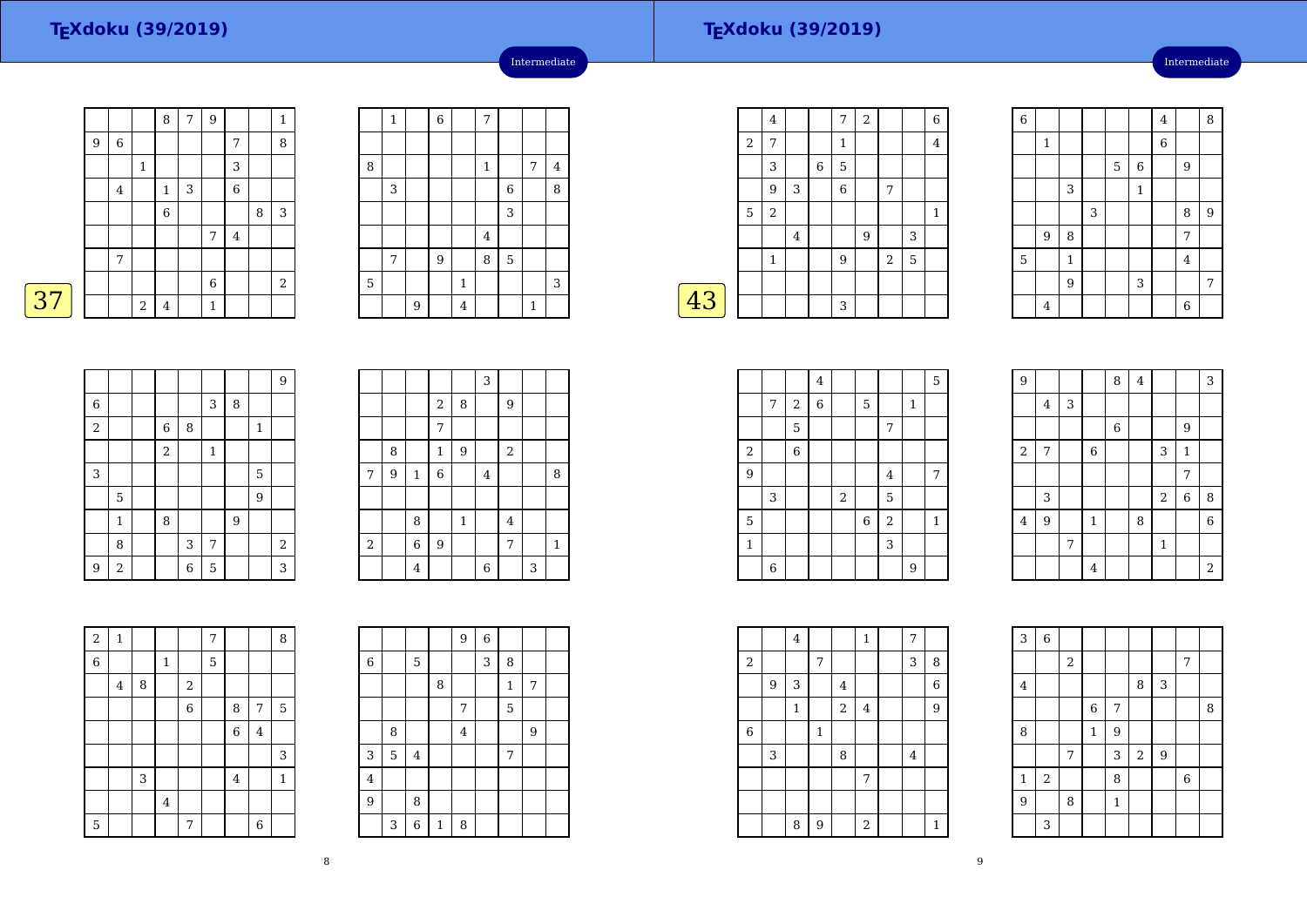## TEXdoku (39/2019)

Intermediate

37

| | | | | | | | | |
|---|---|---|---|---|---|---|---|---|
| | | | 8 | 7 | 9 | | | 1 |
| 9 | 6 | | | | | 7 | | 8 |
| | | 1 | | | | 3 | | |
| | 4 | | 1 | 3 | | 6 | | |
| | | | 6 | | | | 8 | 3 |
| | | | | | 7 | 4 | | |
| | 7 | | | | | | | |
| | | | | | 6 | | | 2 |
| | | 2 | 4 | | 1 | | | |

| | | | | | | | | |
|---|---|---|---|---|---|---|---|---|
| | 1 | | 6 | | 7 | | | |
| | | | | | | | | |
| 8 | | | | | 1 | | 7 | 4 |
| | 3 | | | | | 6 | | 8 |
| | | | | | | 3 | | |
| | | | | | 4 | | | |
| | 7 | | 9 | | 8 | 5 | | |
| 5 | | | | 1 | | | | 3 |
| | | 9 | | 4 | | | 1 | |

| | | | | | | | | |
|---|---|---|---|---|---|---|---|---|
| | | | | | | | | 9 |
| 6 | | | | | 3 | 8 | | |
| 2 | | | 6 | 8 | | | 1 | |
| | | | 2 | | 1 | | | |
| 3 | | | | | | | 5 | |
| | 5 | | | | | | 9 | |
| | 1 | | 8 | | | 9 | | |
| | 8 | | | 3 | 7 | | | 2 |
| 9 | 2 | | | 6 | 5 | | | 3 |

| | | | | | | | | |
|---|---|---|---|---|---|---|---|---|
| | | | | | 3 | | | |
| | | | 2 | 8 | | 9 | | |
| | | | 7 | | | | | |
| | 8 | | 1 | 9 | | 2 | | |
| 7 | 9 | 1 | 6 | | 4 | | | 8 |
| | | | | | | | | |
| | | 8 | | 1 | | 4 | | |
| 2 | | 6 | 9 | | | 7 | | 1 |
| | | 4 | | | 6 | | 3 | |

| | | | | | | | | |
|---|---|---|---|---|---|---|---|---|
| 2 | 1 | | | | 7 | | | 8 |
| 6 | | | 1 | | 5 | | | |
| | 4 | 8 | | 2 | | | | |
| | | | | 6 | | 8 | 7 | 5 |
| | | | | | | 6 | 4 | |
| | | | | | | | | 3 |
| | | 3 | | | | 4 | | 1 |
| | | | 4 | | | | | |
| 5 | | | | 7 | | | 6 | |

| | | | | | | | | |
|---|---|---|---|---|---|---|---|---|
| | | | | 9 | 6 | | | |
| 6 | | 5 | | | 3 | 8 | | |
| | | | 8 | | | 1 | 7 | |
| | | | | 7 | | 5 | | |
| | 8 | | | 4 | | | 9 | |
| 3 | 5 | 4 | | | | 7 | | |
| 4 | | | | | | | | |
| 9 | | 8 | | | | | | |
| | 3 | 6 | 1 | 8 | | | | |

## TEXdoku (39/2019)

Intermediate

43

| | | | | | | | | |
|---|---|---|---|---|---|---|---|---|
| | 4 | | | 7 | 2 | | | 6 |
| 2 | 7 | | | 1 | | | | 4 |
| | 3 | | 6 | 5 | | | | |
| | 9 | 3 | | 6 | | 7 | | |
| 5 | 2 | | | | | | | 1 |
| | | 4 | | | 9 | | 3 | |
| | 1 | | | 9 | | 2 | 5 | |
| | | | | | | | | |
| | | | | 3 | | | | |

| | | | | | | | | |
|---|---|---|---|---|---|---|---|---|
| 6 | | | | | | 4 | | 8 |
| | 1 | | | | | 6 | | |
| | | | | 5 | 6 | | 9 | |
| | | 3 | | | 1 | | | |
| | | | 3 | | | | 8 | 9 |
| | 9 | 8 | | | | | 7 | |
| 5 | | 1 | | | | | 4 | |
| | | 9 | | | 3 | | | 7 |
| | 4 | | | | | | 6 | |

| | | | | | | | | |
|---|---|---|---|---|---|---|---|---|
| | | | 4 | | | | | 5 |
| | 7 | 2 | 6 | | 5 | | 1 | |
| | | 5 | | | | 7 | | |
| 2 | | 6 | | | | | | |
| 9 | | | | | | 4 | | 7 |
| | 3 | | | 2 | | 5 | | |
| 5 | | | | | 6 | 2 | | 1 |
| 1 | | | | | | 3 | | |
| | 6 | | | | | | 9 | |

| | | | | | | | | |
|---|---|---|---|---|---|---|---|---|
| 9 | | | | 8 | 4 | | | 3 |
| | 4 | 3 | | | | | | |
| | | | | 6 | | | 9 | |
| 2 | 7 | | 6 | | | 3 | 1 | |
| | | | | | | | 7 | |
| | 3 | | | | | 2 | 6 | 8 |
| 4 | 9 | | 1 | | 8 | | | 6 |
| | | 7 | | | | 1 | | |
| | | | 4 | | | | | 2 |

| | | | | | | | | |
|---|---|---|---|---|---|---|---|---|
| | | 4 | | | 1 | | 7 | |
| 2 | | | 7 | | | | 3 | 8 |
| | 9 | 3 | | 4 | | | | 6 |
| | | 1 | | 2 | 4 | | | 9 |
| 6 | | | 1 | | | | | |
| | 3 | | | 8 | | | 4 | |
| | | | | | 7 | | | |
| | | | | | | | | |
| | | 8 | 9 | | 2 | | | 1 |

| | | | | | | | | |
|---|---|---|---|---|---|---|---|---|
| 3 | 6 | | | | | | | |
| | | 2 | | | | | 7 | |
| 4 | | | | | 8 | 3 | | |
| | | | 6 | 7 | | | | 8 |
| 8 | | | 1 | 9 | | | | |
| | | 7 | | 3 | 2 | 9 | | |
| 1 | 2 | | | 8 | | | 6 | |
| 9 | | 8 | | 1 | | | | |
| | 3 | | | | | | | |